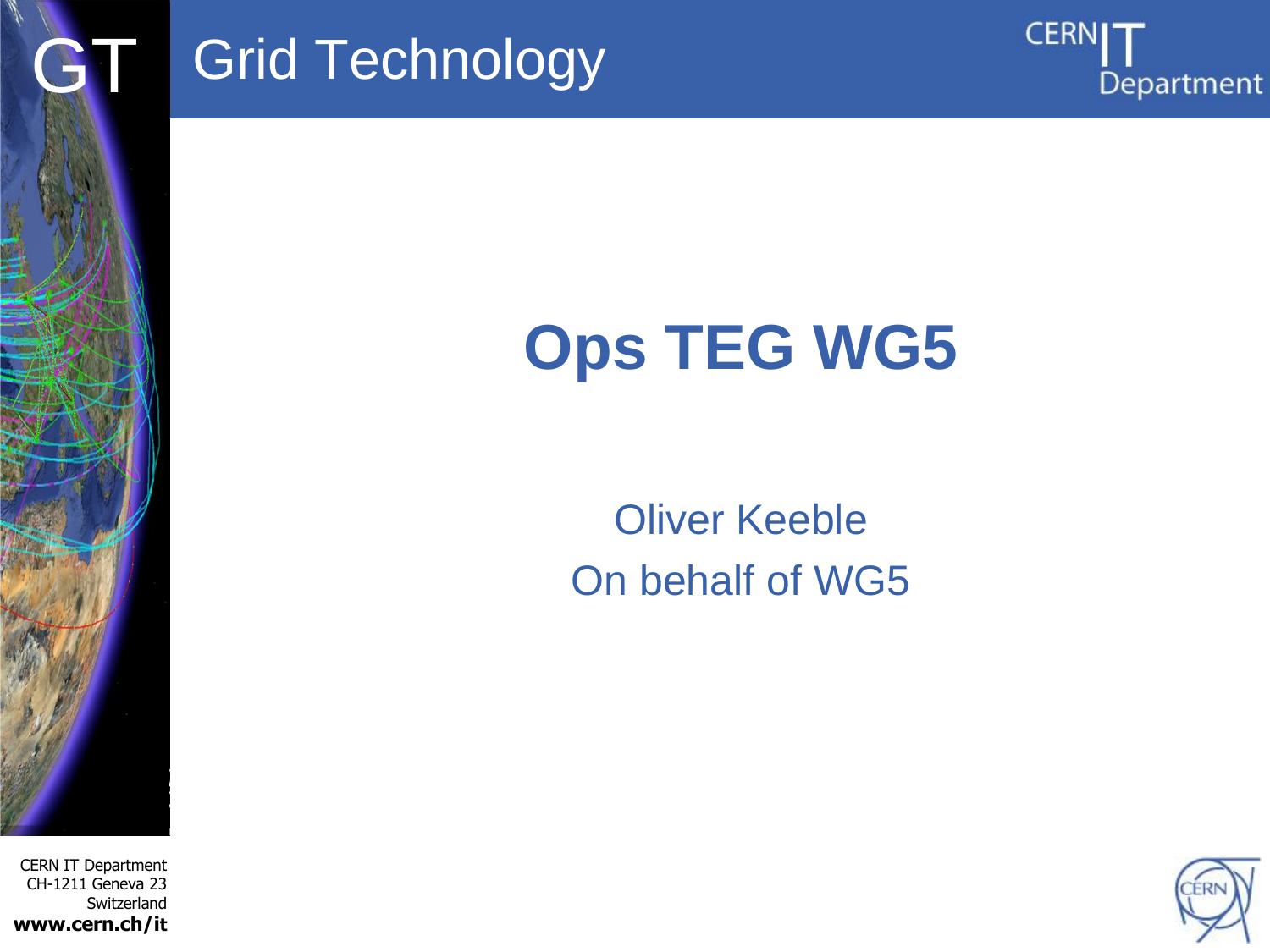# Ops TEG WG5

Oliver Keeble

On behalf of WG5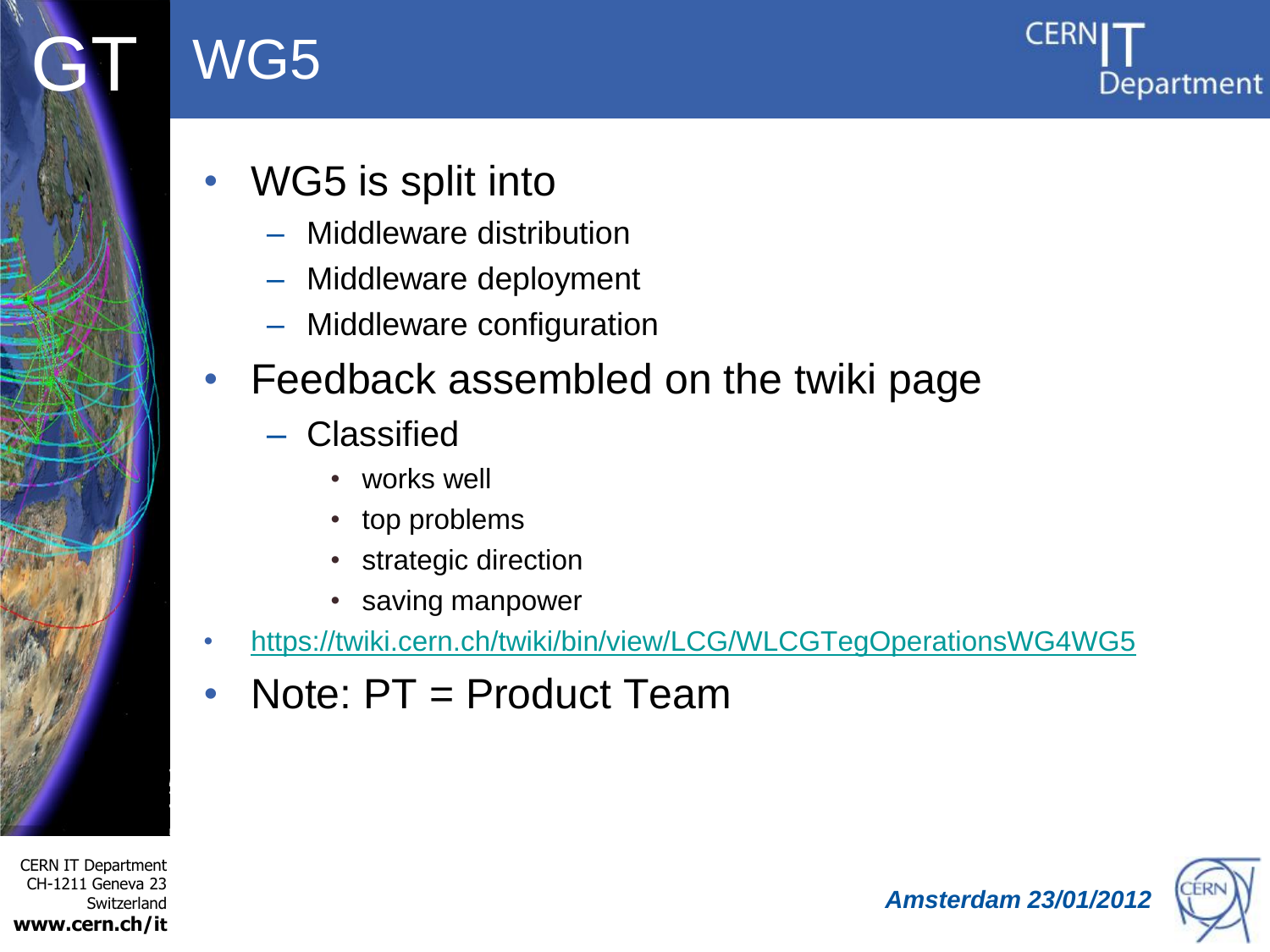# WG5

- WG5 is split into
  - Middleware distribution
  - Middleware deployment
  - Middleware configuration
- Feedback assembled on the twiki page
  - Classified
    - works well
    - top problems
    - strategic direction
    - saving manpower
- https://twiki.cern.ch/twiki/bin/view/LCG/WLCGTegOperationsWG4WG5
- Note: PT = Product Team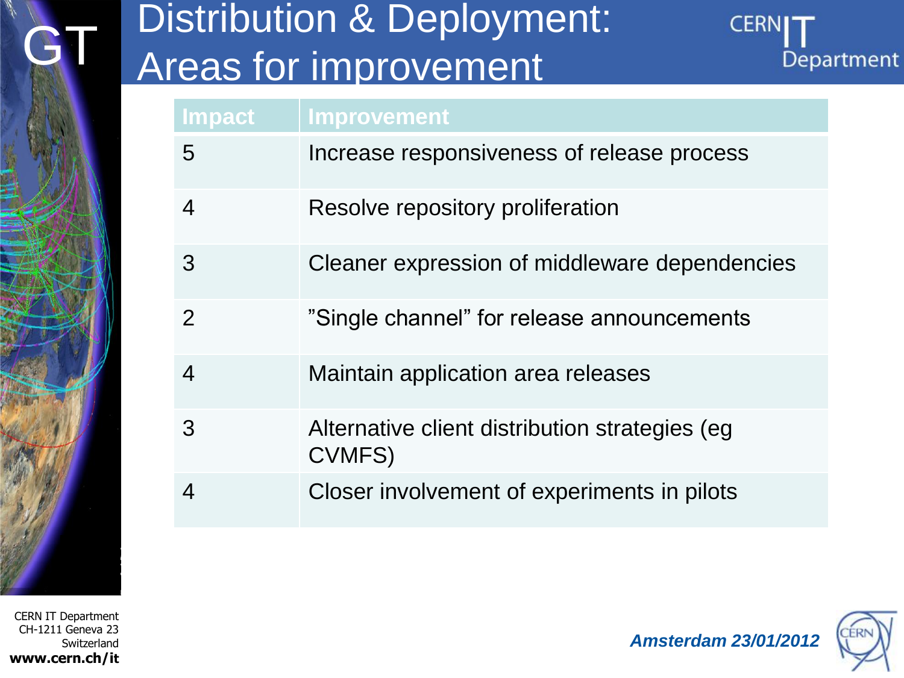# Distribution & Deployment: Areas for improvement

| Impact | Improvement |
| --- | --- |
| 5 | Increase responsiveness of release process |
| 4 | Resolve repository proliferation |
| 3 | Cleaner expression of middleware dependencies |
| 2 | ”Single channel” for release announcements |
| 4 | Maintain application area releases |
| 3 | Alternative client distribution strategies (eg CVMFS) |
| 4 | Closer involvement of experiments in pilots |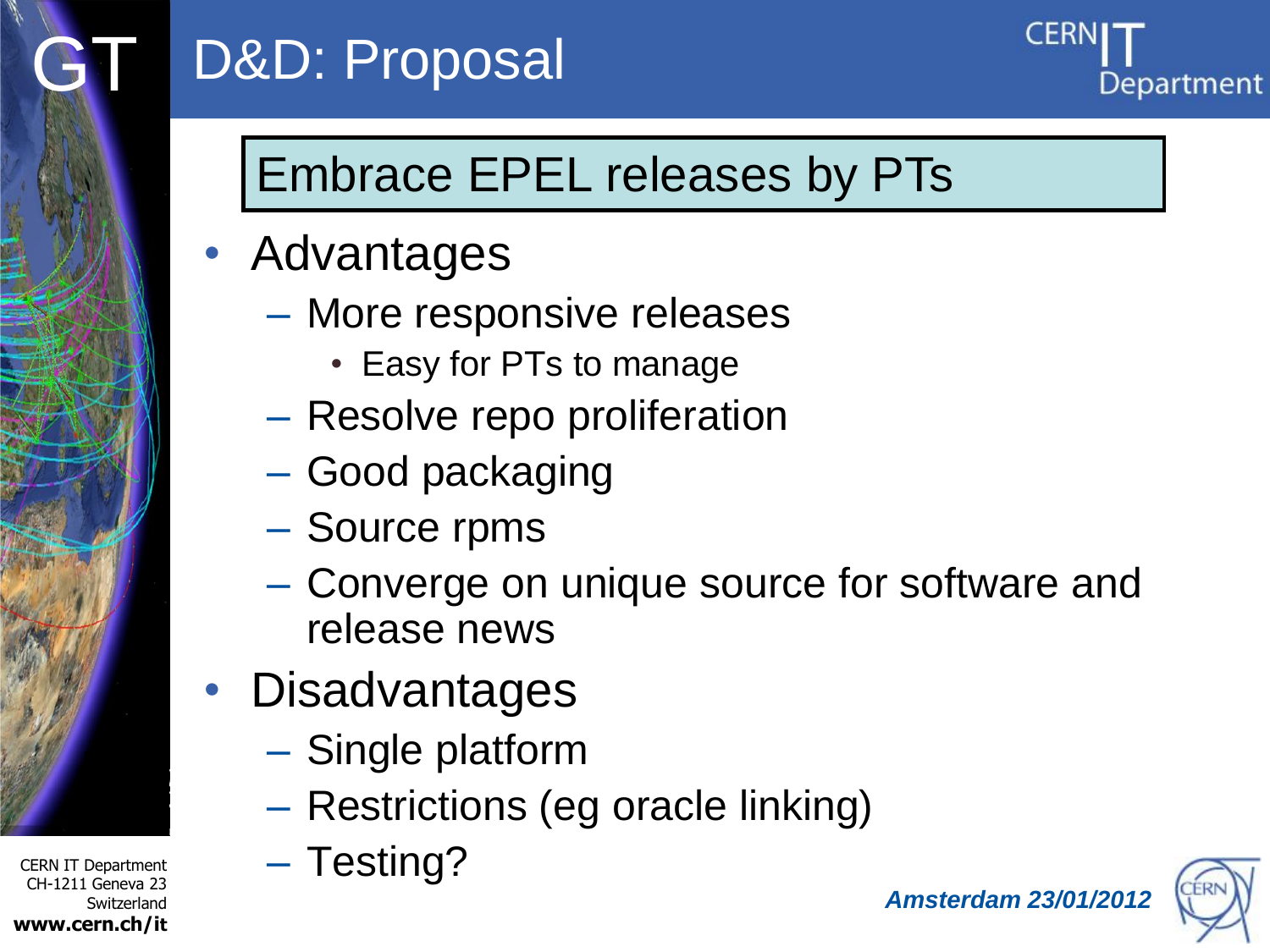# D&D: Proposal

**Embrace EPEL releases by PTs**

- Advantages
  - More responsive releases
    - Easy for PTs to manage
  - Resolve repo proliferation
  - Good packaging
  - Source rpms
  - Converge on unique source for software and release news
- Disadvantages
  - Single platform
  - Restrictions (eg oracle linking)
  - Testing?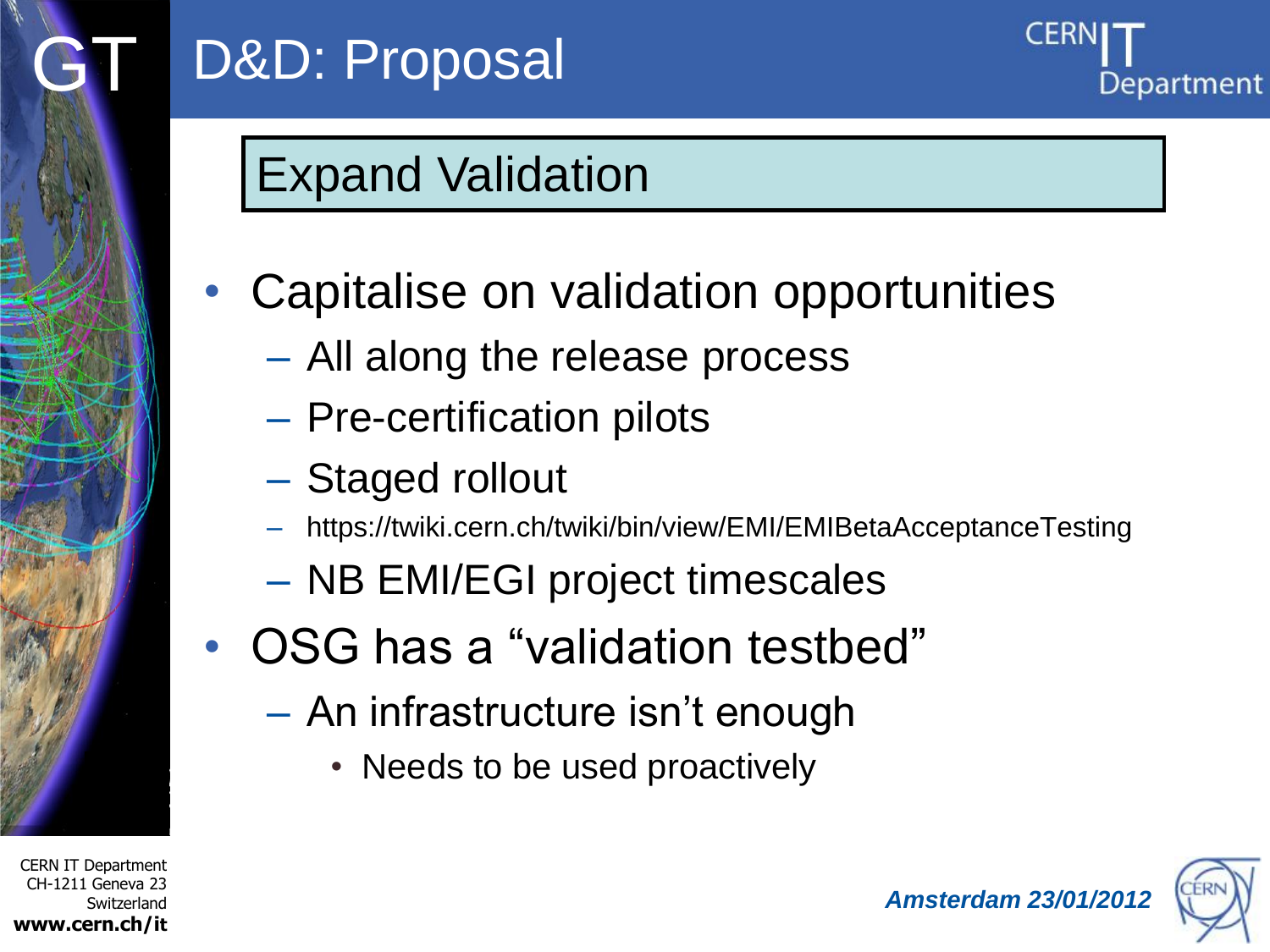# D&D: Proposal

## Expand Validation

- Capitalise on validation opportunities
  - All along the release process
  - Pre-certification pilots
  - Staged rollout
  - https://twiki.cern.ch/twiki/bin/view/EMI/EMIBetaAcceptanceTesting
  - NB EMI/EGI project timescales
- OSG has a “validation testbed”
  - An infrastructure isn’t enough
    - Needs to be used proactively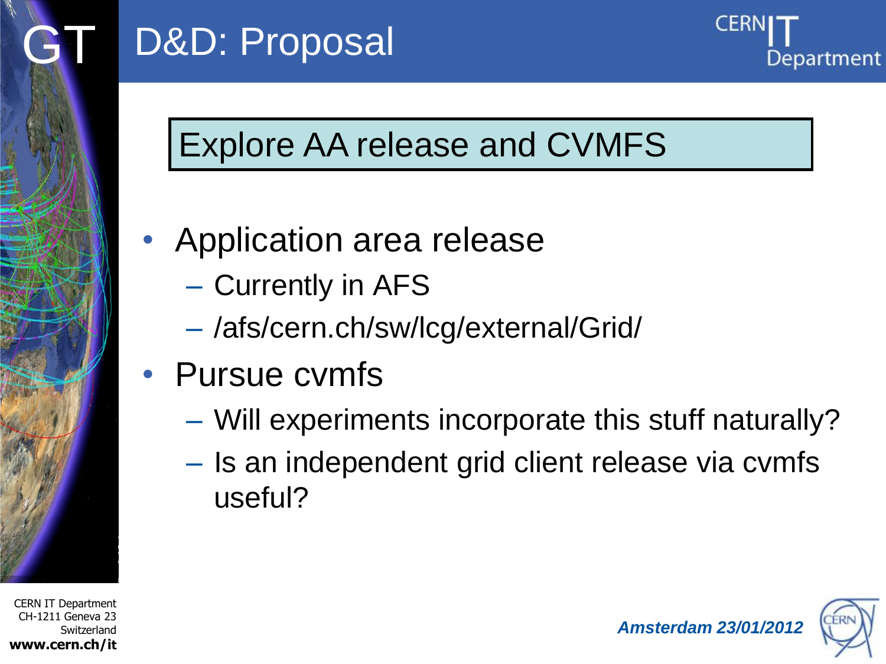# D&D: Proposal

**Explore AA release and CVMFS**

- Application area release
  - Currently in AFS
  - /afs/cern.ch/sw/lcg/external/Grid/
- Pursue cvmfs
  - Will experiments incorporate this stuff naturally?
  - Is an independent grid client release via cvmfs useful?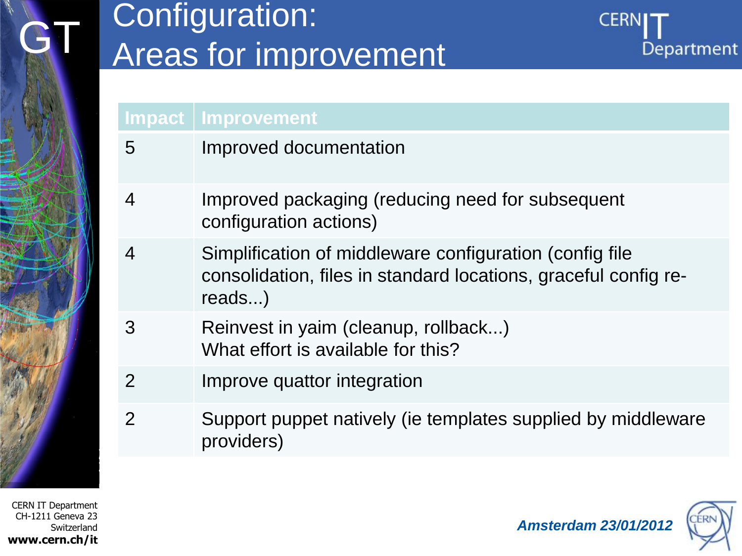# Configuration: Areas for improvement

| Impact | Improvement |
| --- | --- |
| 5 | Improved documentation |
| 4 | Improved packaging (reducing need for subsequent configuration actions) |
| 4 | Simplification of middleware configuration (config file consolidation, files in standard locations, graceful config re-reads...) |
| 3 | Reinvest in yaim (cleanup, rollback...)<br>What effort is available for this? |
| 2 | Improve quattor integration |
| 2 | Support puppet natively (ie templates supplied by middleware providers) |

*Amsterdam 23/01/2012*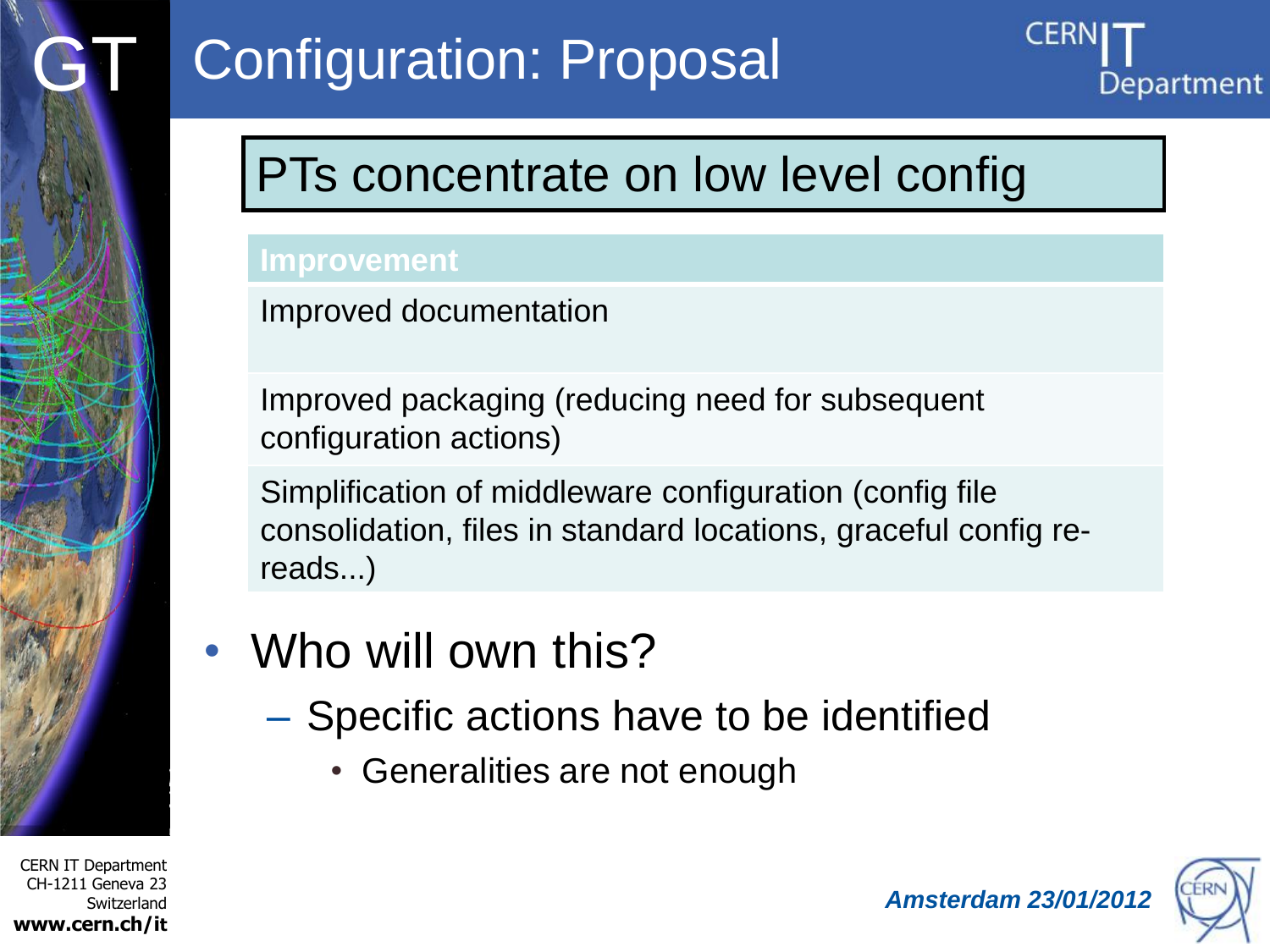# Configuration: Proposal

## PTs concentrate on low level config

| Improvement |
| --- |
| Improved documentation |
| Improved packaging (reducing need for subsequent configuration actions) |
| Simplification of middleware configuration (config file consolidation, files in standard locations, graceful config re-reads...) |

- Who will own this?
  - Specific actions have to be identified
    - Generalities are not enough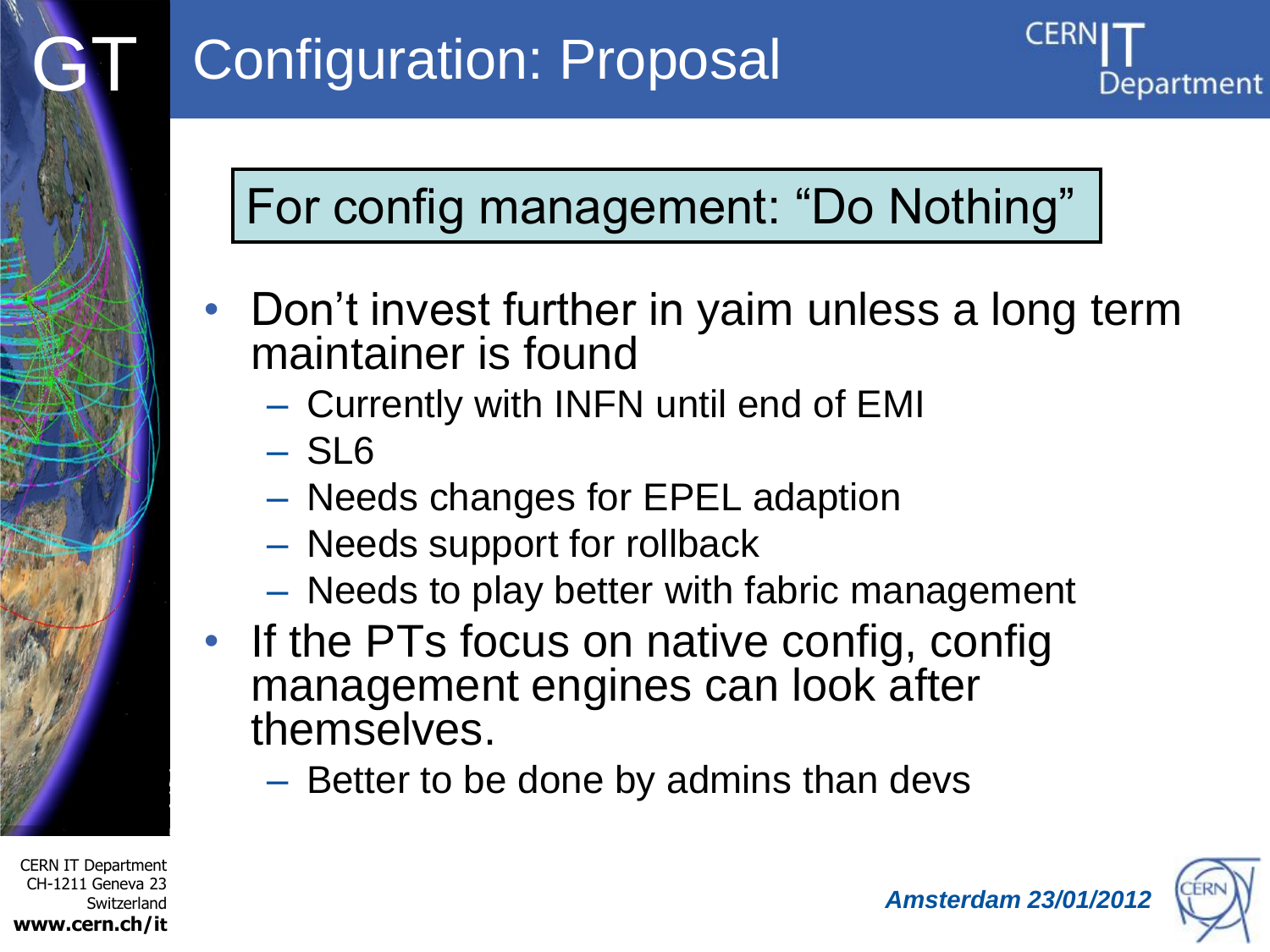# Configuration: Proposal

**For config management: “Do Nothing”**

- Don’t invest further in yaim unless a long term maintainer is found
  - Currently with INFN until end of EMI
  - SL6
  - Needs changes for EPEL adaption
  - Needs support for rollback
  - Needs to play better with fabric management
- If the PTs focus on native config, config management engines can look after themselves.
  - Better to be done by admins than devs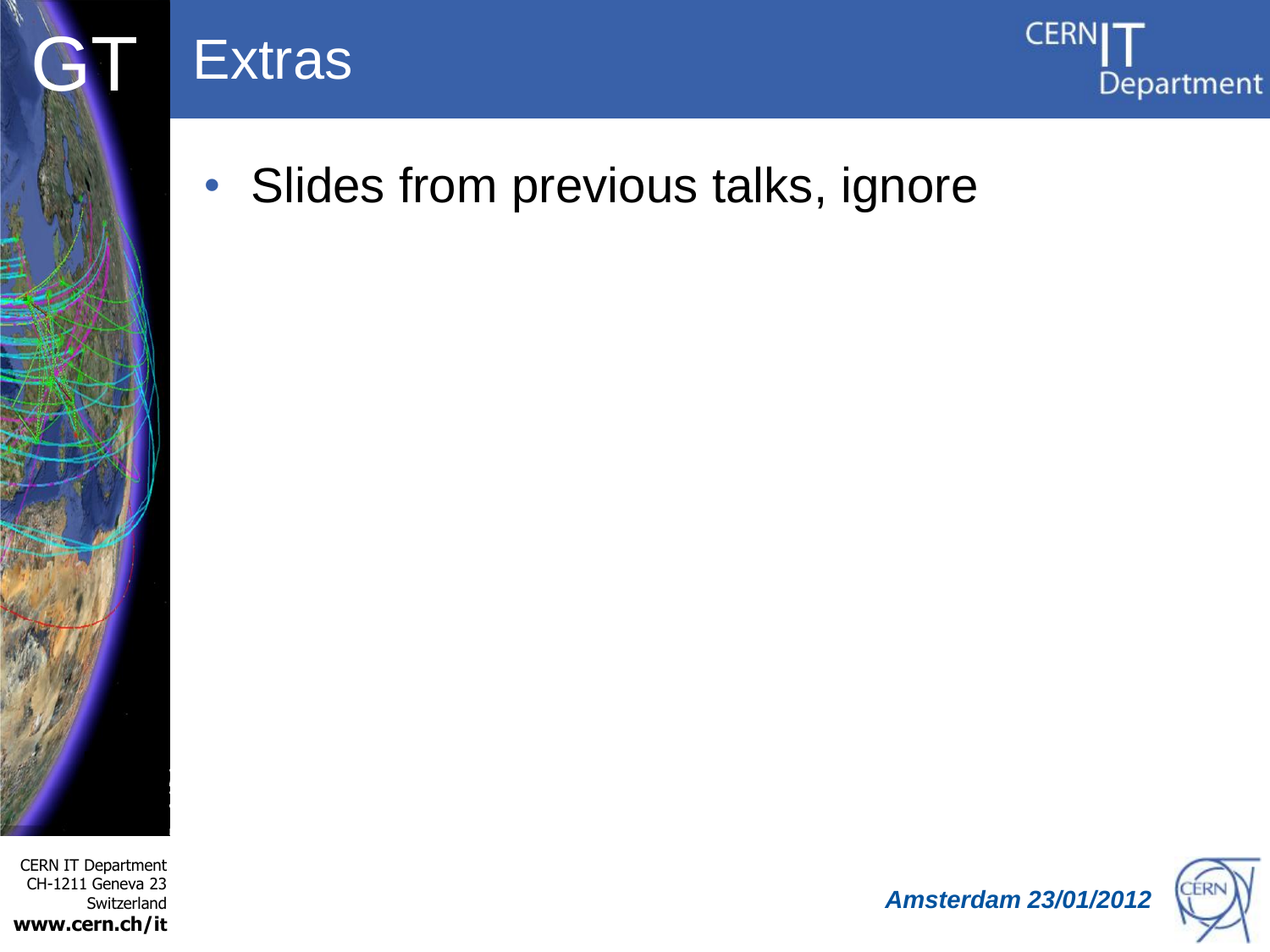# Extras

- Slides from previous talks, ignore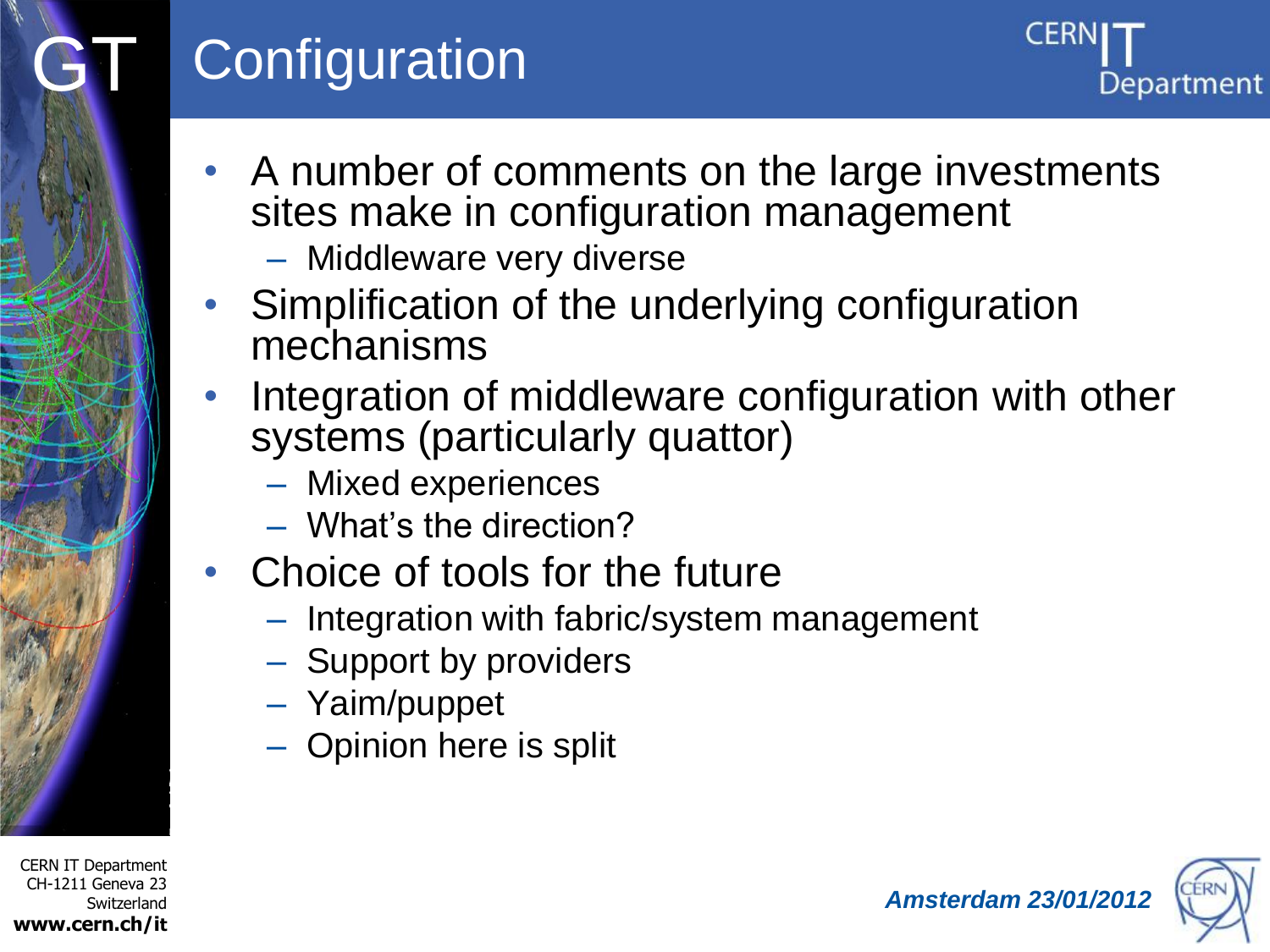# Configuration

- A number of comments on the large investments sites make in configuration management
  - Middleware very diverse
- Simplification of the underlying configuration mechanisms
- Integration of middleware configuration with other systems (particularly quattor)
  - Mixed experiences
  - What's the direction?
- Choice of tools for the future
  - Integration with fabric/system management
  - Support by providers
  - Yaim/puppet
  - Opinion here is split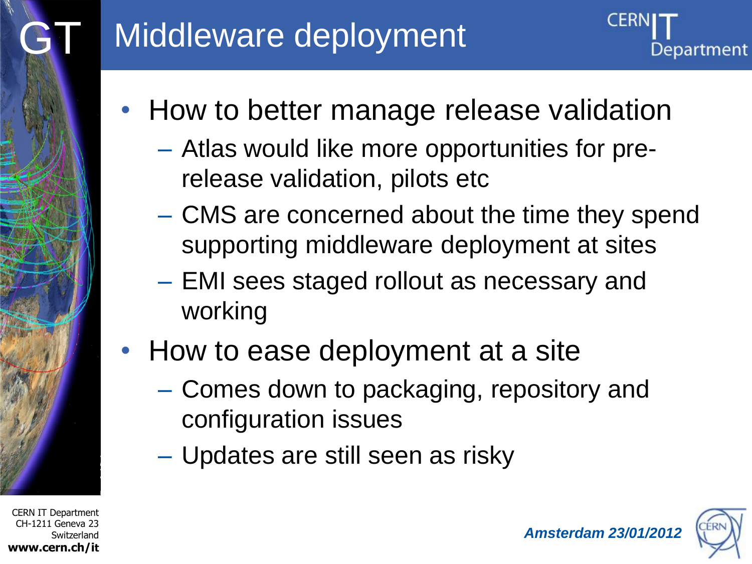# Middleware deployment

- How to better manage release validation
  - Atlas would like more opportunities for pre-release validation, pilots etc
  - CMS are concerned about the time they spend supporting middleware deployment at sites
  - EMI sees staged rollout as necessary and working
- How to ease deployment at a site
  - Comes down to packaging, repository and configuration issues
  - Updates are still seen as risky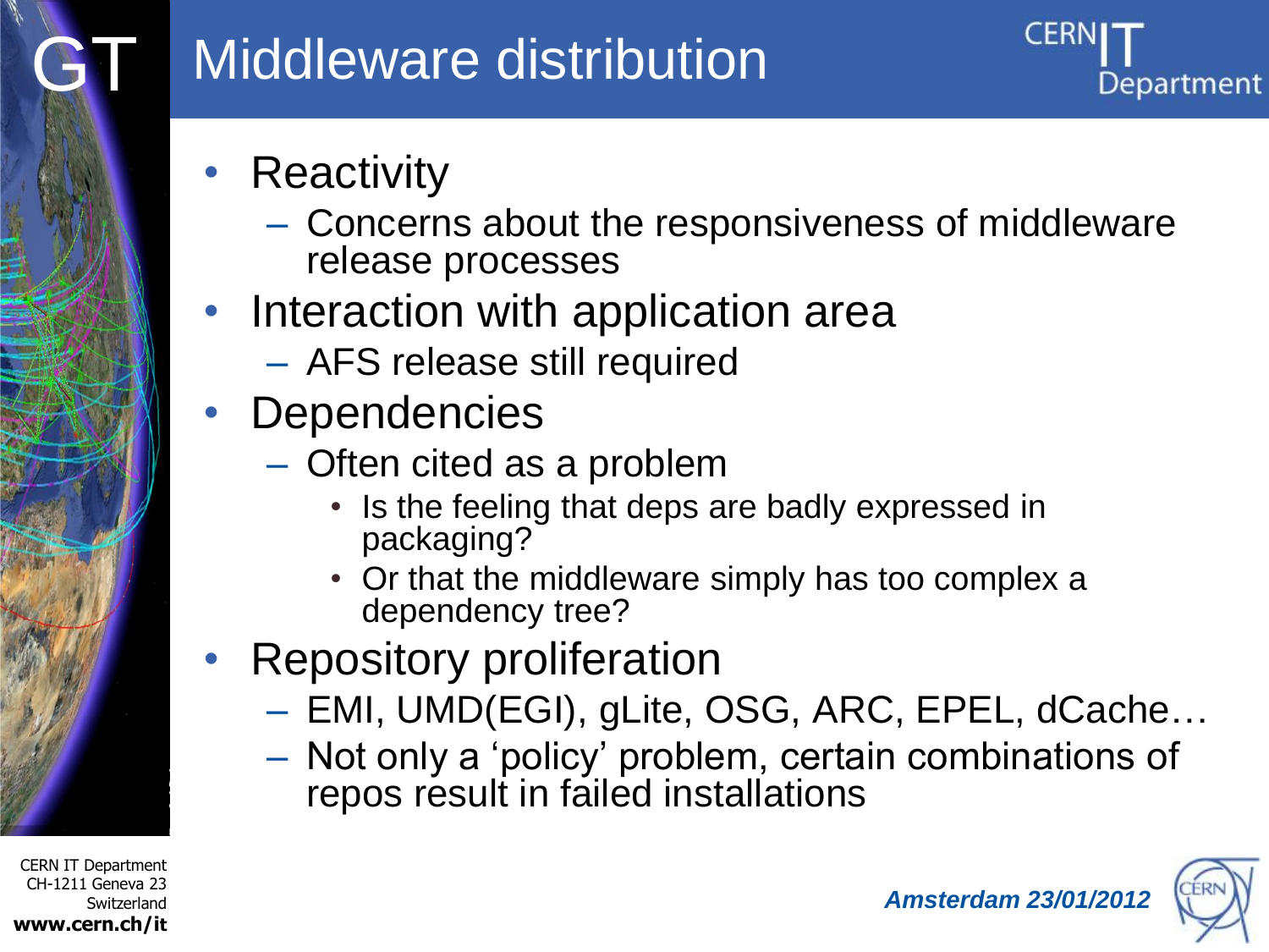# Middleware distribution

- Reactivity
  - Concerns about the responsiveness of middleware release processes
- Interaction with application area
  - AFS release still required
- Dependencies
  - Often cited as a problem
    - Is the feeling that deps are badly expressed in packaging?
    - Or that the middleware simply has too complex a dependency tree?
- Repository proliferation
  - EMI, UMD(EGI), gLite, OSG, ARC, EPEL, dCache…
  - Not only a 'policy' problem, certain combinations of repos result in failed installations